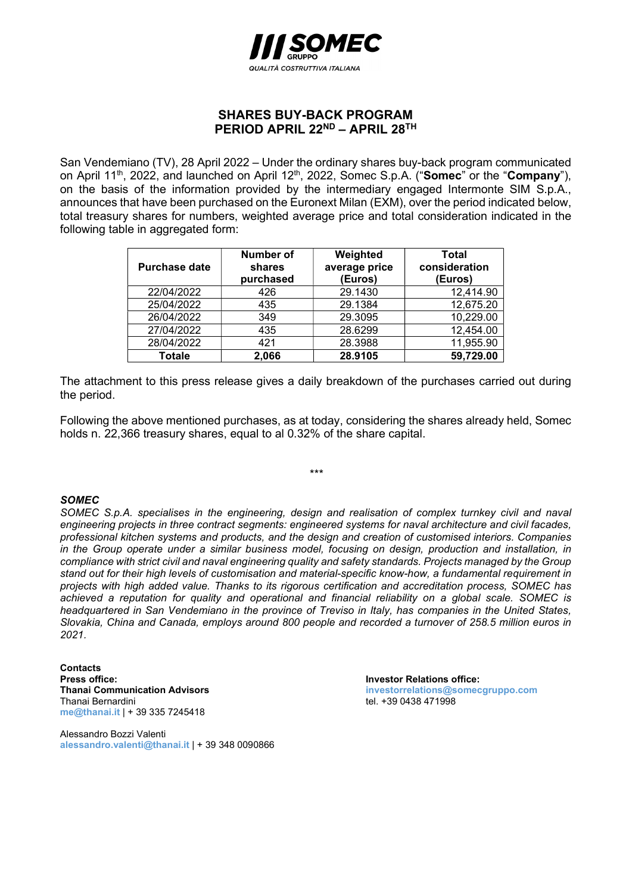**SOMEC GRUPPO**
*QUALITÀ COSTRUTTIVA ITALIANA*

# SHARES BUY-BACK PROGRAM
# PERIOD APRIL 22ND – APRIL 28TH

San Vendemiano (TV), 28 April 2022 – Under the ordinary shares buy-back program communicated on April 11th, 2022, and launched on April 12th, 2022, Somec S.p.A. ("**Somec**" or the "**Company**"), on the basis of the information provided by the intermediary engaged Intermonte SIM S.p.A., announces that have been purchased on the Euronext Milan (EXM), over the period indicated below, total treasury shares for numbers, weighted average price and total consideration indicated in the following table in aggregated form:

| Purchase date | Number of shares purchased | Weighted average price (Euros) | Total consideration (Euros) |
|---|---|---|---|
| 22/04/2022 | 426 | 29.1430 | 12,414.90 |
| 25/04/2022 | 435 | 29.1384 | 12,675.20 |
| 26/04/2022 | 349 | 29.3095 | 10,229.00 |
| 27/04/2022 | 435 | 28.6299 | 12,454.00 |
| 28/04/2022 | 421 | 28.3988 | 11,955.90 |
| **Totale** | **2,066** | **28.9105** | **59,729.00** |

The attachment to this press release gives a daily breakdown of the purchases carried out during the period.

Following the above mentioned purchases, as at today, considering the shares already held, Somec holds n. 22,366 treasury shares, equal to al 0.32% of the share capital.

\*\*\*

***SOMEC***

*SOMEC S.p.A. specialises in the engineering, design and realisation of complex turnkey civil and naval engineering projects in three contract segments: engineered systems for naval architecture and civil facades, professional kitchen systems and products, and the design and creation of customised interiors. Companies in the Group operate under a similar business model, focusing on design, production and installation, in compliance with strict civil and naval engineering quality and safety standards. Projects managed by the Group stand out for their high levels of customisation and material-specific know-how, a fundamental requirement in projects with high added value. Thanks to its rigorous certification and accreditation process, SOMEC has achieved a reputation for quality and operational and financial reliability on a global scale. SOMEC is headquartered in San Vendemiano in the province of Treviso in Italy, has companies in the United States, Slovakia, China and Canada, employs around 800 people and recorded a turnover of 258.5 million euros in 2021.*

**Contacts**

**Press office:**
**Thanai Communication Advisors**
Thanai Bernardini
me@thanai.it | + 39 335 7245418

Alessandro Bozzi Valenti
alessandro.valenti@thanai.it | + 39 348 0090866

**Investor Relations office:**
investorrelations@somecgruppo.com
tel. +39 0438 471998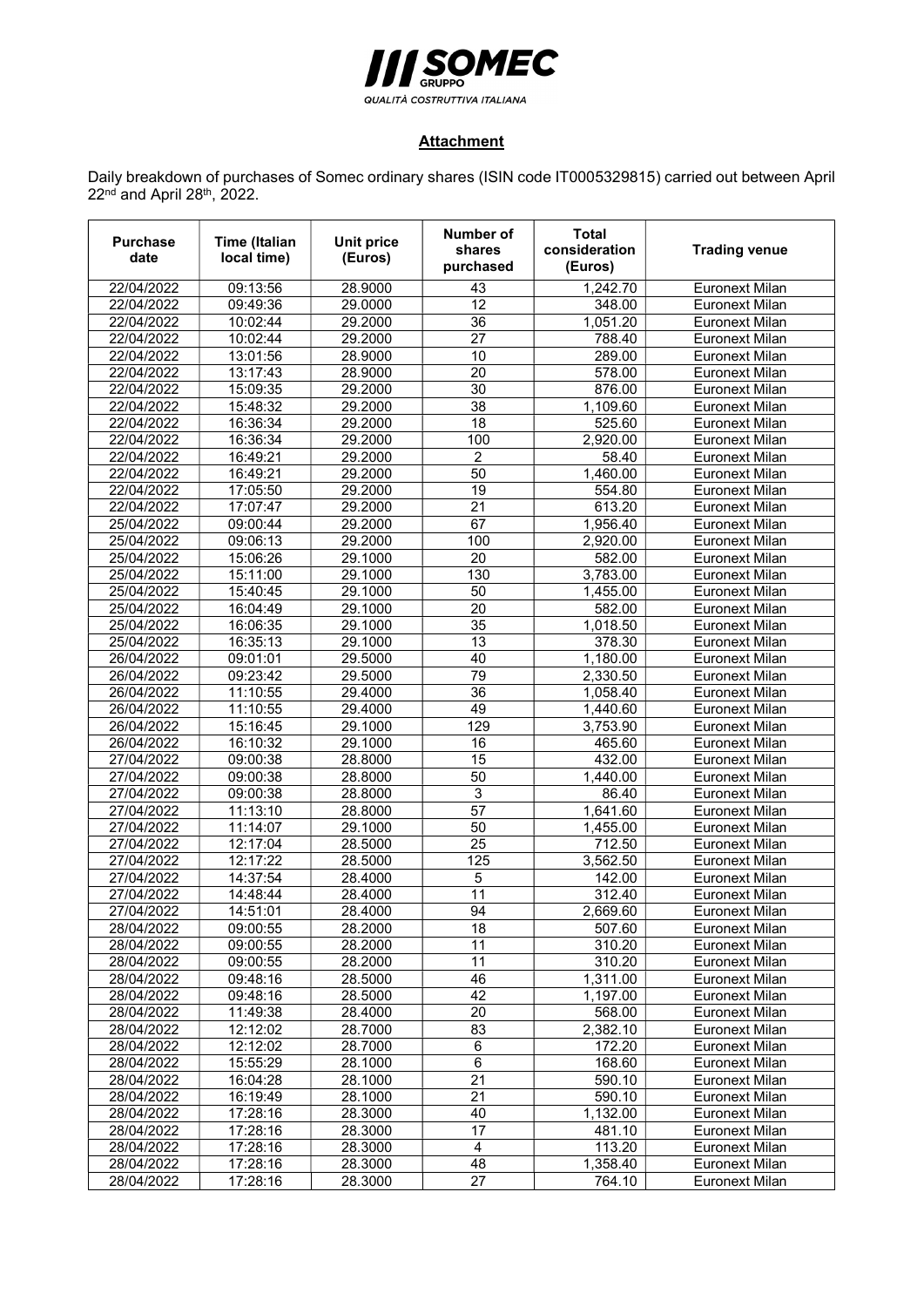## Attachment

Daily breakdown of purchases of Somec ordinary shares (ISIN code IT0005329815) carried out between April 22nd and April 28th, 2022.

| Purchase date | Time (Italian local time) | Unit price (Euros) | Number of shares purchased | Total consideration (Euros) | Trading venue |
|---|---|---|---|---|---|
| 22/04/2022 | 09:13:56 | 28.9000 | 43 | 1,242.70 | Euronext Milan |
| 22/04/2022 | 09:49:36 | 29.0000 | 12 | 348.00 | Euronext Milan |
| 22/04/2022 | 10:02:44 | 29.2000 | 36 | 1,051.20 | Euronext Milan |
| 22/04/2022 | 10:02:44 | 29.2000 | 27 | 788.40 | Euronext Milan |
| 22/04/2022 | 13:01:56 | 28.9000 | 10 | 289.00 | Euronext Milan |
| 22/04/2022 | 13:17:43 | 28.9000 | 20 | 578.00 | Euronext Milan |
| 22/04/2022 | 15:09:35 | 29.2000 | 30 | 876.00 | Euronext Milan |
| 22/04/2022 | 15:48:32 | 29.2000 | 38 | 1,109.60 | Euronext Milan |
| 22/04/2022 | 16:36:34 | 29.2000 | 18 | 525.60 | Euronext Milan |
| 22/04/2022 | 16:36:34 | 29.2000 | 100 | 2,920.00 | Euronext Milan |
| 22/04/2022 | 16:49:21 | 29.2000 | 2 | 58.40 | Euronext Milan |
| 22/04/2022 | 16:49:21 | 29.2000 | 50 | 1,460.00 | Euronext Milan |
| 22/04/2022 | 17:05:50 | 29.2000 | 19 | 554.80 | Euronext Milan |
| 22/04/2022 | 17:07:47 | 29.2000 | 21 | 613.20 | Euronext Milan |
| 25/04/2022 | 09:00:44 | 29.2000 | 67 | 1,956.40 | Euronext Milan |
| 25/04/2022 | 09:06:13 | 29.2000 | 100 | 2,920.00 | Euronext Milan |
| 25/04/2022 | 15:06:26 | 29.1000 | 20 | 582.00 | Euronext Milan |
| 25/04/2022 | 15:11:00 | 29.1000 | 130 | 3,783.00 | Euronext Milan |
| 25/04/2022 | 15:40:45 | 29.1000 | 50 | 1,455.00 | Euronext Milan |
| 25/04/2022 | 16:04:49 | 29.1000 | 20 | 582.00 | Euronext Milan |
| 25/04/2022 | 16:06:35 | 29.1000 | 35 | 1,018.50 | Euronext Milan |
| 25/04/2022 | 16:35:13 | 29.1000 | 13 | 378.30 | Euronext Milan |
| 26/04/2022 | 09:01:01 | 29.5000 | 40 | 1,180.00 | Euronext Milan |
| 26/04/2022 | 09:23:42 | 29.5000 | 79 | 2,330.50 | Euronext Milan |
| 26/04/2022 | 11:10:55 | 29.4000 | 36 | 1,058.40 | Euronext Milan |
| 26/04/2022 | 11:10:55 | 29.4000 | 49 | 1,440.60 | Euronext Milan |
| 26/04/2022 | 15:16:45 | 29.1000 | 129 | 3,753.90 | Euronext Milan |
| 26/04/2022 | 16:10:32 | 29.1000 | 16 | 465.60 | Euronext Milan |
| 27/04/2022 | 09:00:38 | 28.8000 | 15 | 432.00 | Euronext Milan |
| 27/04/2022 | 09:00:38 | 28.8000 | 50 | 1,440.00 | Euronext Milan |
| 27/04/2022 | 09:00:38 | 28.8000 | 3 | 86.40 | Euronext Milan |
| 27/04/2022 | 11:13:10 | 28.8000 | 57 | 1,641.60 | Euronext Milan |
| 27/04/2022 | 11:14:07 | 29.1000 | 50 | 1,455.00 | Euronext Milan |
| 27/04/2022 | 12:17:04 | 28.5000 | 25 | 712.50 | Euronext Milan |
| 27/04/2022 | 12:17:22 | 28.5000 | 125 | 3,562.50 | Euronext Milan |
| 27/04/2022 | 14:37:54 | 28.4000 | 5 | 142.00 | Euronext Milan |
| 27/04/2022 | 14:48:44 | 28.4000 | 11 | 312.40 | Euronext Milan |
| 27/04/2022 | 14:51:01 | 28.4000 | 94 | 2,669.60 | Euronext Milan |
| 28/04/2022 | 09:00:55 | 28.2000 | 18 | 507.60 | Euronext Milan |
| 28/04/2022 | 09:00:55 | 28.2000 | 11 | 310.20 | Euronext Milan |
| 28/04/2022 | 09:00:55 | 28.2000 | 11 | 310.20 | Euronext Milan |
| 28/04/2022 | 09:48:16 | 28.5000 | 46 | 1,311.00 | Euronext Milan |
| 28/04/2022 | 09:48:16 | 28.5000 | 42 | 1,197.00 | Euronext Milan |
| 28/04/2022 | 11:49:38 | 28.4000 | 20 | 568.00 | Euronext Milan |
| 28/04/2022 | 12:12:02 | 28.7000 | 83 | 2,382.10 | Euronext Milan |
| 28/04/2022 | 12:12:02 | 28.7000 | 6 | 172.20 | Euronext Milan |
| 28/04/2022 | 15:55:29 | 28.1000 | 6 | 168.60 | Euronext Milan |
| 28/04/2022 | 16:04:28 | 28.1000 | 21 | 590.10 | Euronext Milan |
| 28/04/2022 | 16:19:49 | 28.1000 | 21 | 590.10 | Euronext Milan |
| 28/04/2022 | 17:28:16 | 28.3000 | 40 | 1,132.00 | Euronext Milan |
| 28/04/2022 | 17:28:16 | 28.3000 | 17 | 481.10 | Euronext Milan |
| 28/04/2022 | 17:28:16 | 28.3000 | 4 | 113.20 | Euronext Milan |
| 28/04/2022 | 17:28:16 | 28.3000 | 48 | 1,358.40 | Euronext Milan |
| 28/04/2022 | 17:28:16 | 28.3000 | 27 | 764.10 | Euronext Milan |